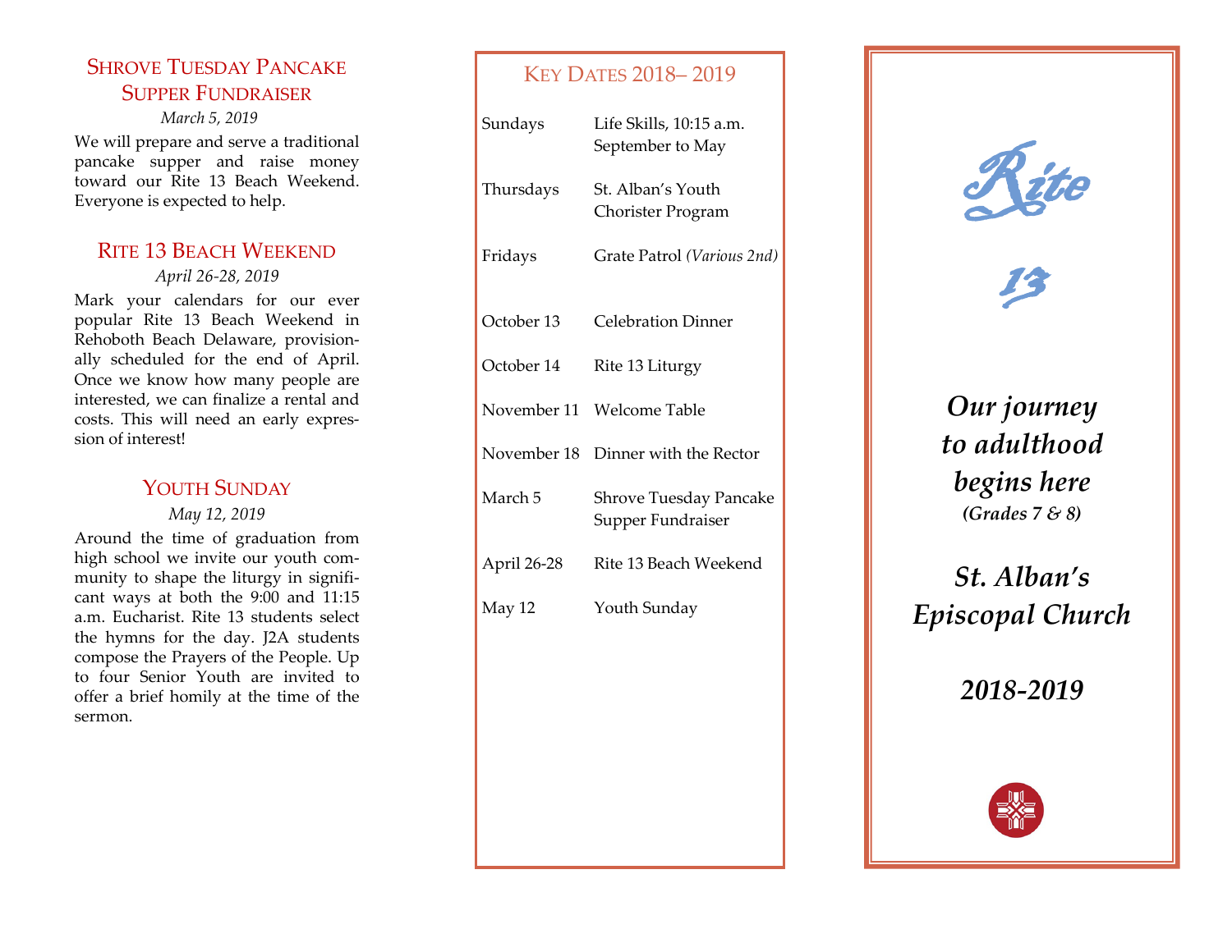## Shrove Tuesday Pancake Supper Fundraiser

*March 5, 2019*

We will prepare and serve a traditional pancake supper and raise money toward our Rite 13 Beach Weekend. Everyone is expected to help.

## Rite 13 Beach Weekend

*April 26-28, 2019*

Mark your calendars for our ever popular Rite 13 Beach Weekend in Rehoboth Beach Delaware, provisionally scheduled for the end of April. Once we know how many people are interested, we can finalize a rental and costs. This will need an early expression of interest!

## Youth Sunday

*May 12, 2019*

Around the time of graduation from high school we invite our youth community to shape the liturgy in significant ways at both the 9:00 and 11:15 a.m. Eucharist. Rite 13 students select the hymns for the day. J2A students compose the Prayers of the People. Up to four Senior Youth are invited to offer a brief homily at the time of the sermon.

## Key Dates 2018– 2019

| | |
|---|---|
| Sundays | Life Skills, 10:15 a.m. September to May |
| Thursdays | St. Alban's Youth Chorister Program |
| Fridays | Grate Patrol *(Various 2nd)* |
| October 13 | Celebration Dinner |
| October 14 | Rite 13 Liturgy |
| November 11 | Welcome Table |
| November 18 | Dinner with the Rector |
| March 5 | Shrove Tuesday Pancake Supper Fundraiser |
| April 26-28 | Rite 13 Beach Weekend |
| May 12 | Youth Sunday |

# Rite 13

***Our journey to adulthood begins here***

***(Grades 7 & 8)***

***St. Alban's Episcopal Church***

***2018-2019***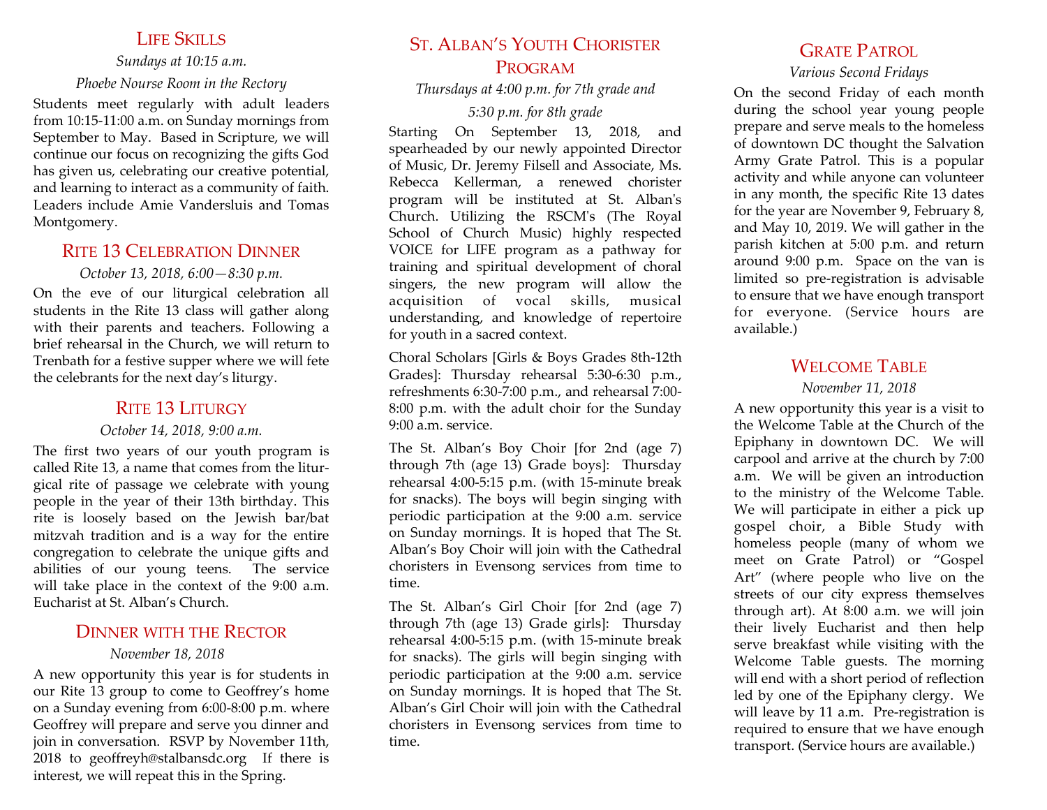## Life Skills

*Sundays at 10:15 a.m.*

*Phoebe Nourse Room in the Rectory*

Students meet regularly with adult leaders from 10:15-11:00 a.m. on Sunday mornings from September to May. Based in Scripture, we will continue our focus on recognizing the gifts God has given us, celebrating our creative potential, and learning to interact as a community of faith. Leaders include Amie Vandersluis and Tomas Montgomery.

## Rite 13 Celebration Dinner

*October 13, 2018, 6:00—8:30 p.m.*

On the eve of our liturgical celebration all students in the Rite 13 class will gather along with their parents and teachers. Following a brief rehearsal in the Church, we will return to Trenbath for a festive supper where we will fete the celebrants for the next day's liturgy.

## Rite 13 Liturgy

*October 14, 2018, 9:00 a.m.*

The first two years of our youth program is called Rite 13, a name that comes from the liturgical rite of passage we celebrate with young people in the year of their 13th birthday. This rite is loosely based on the Jewish bar/bat mitzvah tradition and is a way for the entire congregation to celebrate the unique gifts and abilities of our young teens. The service will take place in the context of the 9:00 a.m. Eucharist at St. Alban's Church.

## Dinner with the Rector

*November 18, 2018*

A new opportunity this year is for students in our Rite 13 group to come to Geoffrey's home on a Sunday evening from 6:00-8:00 p.m. where Geoffrey will prepare and serve you dinner and join in conversation. RSVP by November 11th, 2018 to geoffreyh@stalbansdc.org If there is interest, we will repeat this in the Spring.

## St. Alban's Youth Chorister Program

*Thursdays at 4:00 p.m. for 7th grade and*

*5:30 p.m. for 8th grade*

Starting On September 13, 2018, and spearheaded by our newly appointed Director of Music, Dr. Jeremy Filsell and Associate, Ms. Rebecca Kellerman, a renewed chorister program will be instituted at St. Alban's Church. Utilizing the RSCM's (The Royal School of Church Music) highly respected VOICE for LIFE program as a pathway for training and spiritual development of choral singers, the new program will allow the acquisition of vocal skills, musical understanding, and knowledge of repertoire for youth in a sacred context.

Choral Scholars [Girls & Boys Grades 8th-12th Grades]: Thursday rehearsal 5:30-6:30 p.m., refreshments 6:30-7:00 p.m., and rehearsal 7:00-8:00 p.m. with the adult choir for the Sunday 9:00 a.m. service.

The St. Alban's Boy Choir [for 2nd (age 7) through 7th (age 13) Grade boys]: Thursday rehearsal 4:00-5:15 p.m. (with 15-minute break for snacks). The boys will begin singing with periodic participation at the 9:00 a.m. service on Sunday mornings. It is hoped that The St. Alban's Boy Choir will join with the Cathedral choristers in Evensong services from time to time.

The St. Alban's Girl Choir [for 2nd (age 7) through 7th (age 13) Grade girls]: Thursday rehearsal 4:00-5:15 p.m. (with 15-minute break for snacks). The girls will begin singing with periodic participation at the 9:00 a.m. service on Sunday mornings. It is hoped that The St. Alban's Girl Choir will join with the Cathedral choristers in Evensong services from time to time.

## Grate Patrol

*Various Second Fridays*

On the second Friday of each month during the school year young people prepare and serve meals to the homeless of downtown DC thought the Salvation Army Grate Patrol. This is a popular activity and while anyone can volunteer in any month, the specific Rite 13 dates for the year are November 9, February 8, and May 10, 2019. We will gather in the parish kitchen at 5:00 p.m. and return around 9:00 p.m. Space on the van is limited so pre-registration is advisable to ensure that we have enough transport for everyone. (Service hours are available.)

## Welcome Table

*November 11, 2018*

A new opportunity this year is a visit to the Welcome Table at the Church of the Epiphany in downtown DC. We will carpool and arrive at the church by 7:00 a.m. We will be given an introduction to the ministry of the Welcome Table. We will participate in either a pick up gospel choir, a Bible Study with homeless people (many of whom we meet on Grate Patrol) or "Gospel Art" (where people who live on the streets of our city express themselves through art). At 8:00 a.m. we will join their lively Eucharist and then help serve breakfast while visiting with the Welcome Table guests. The morning will end with a short period of reflection led by one of the Epiphany clergy. We will leave by 11 a.m. Pre-registration is required to ensure that we have enough transport. (Service hours are available.)